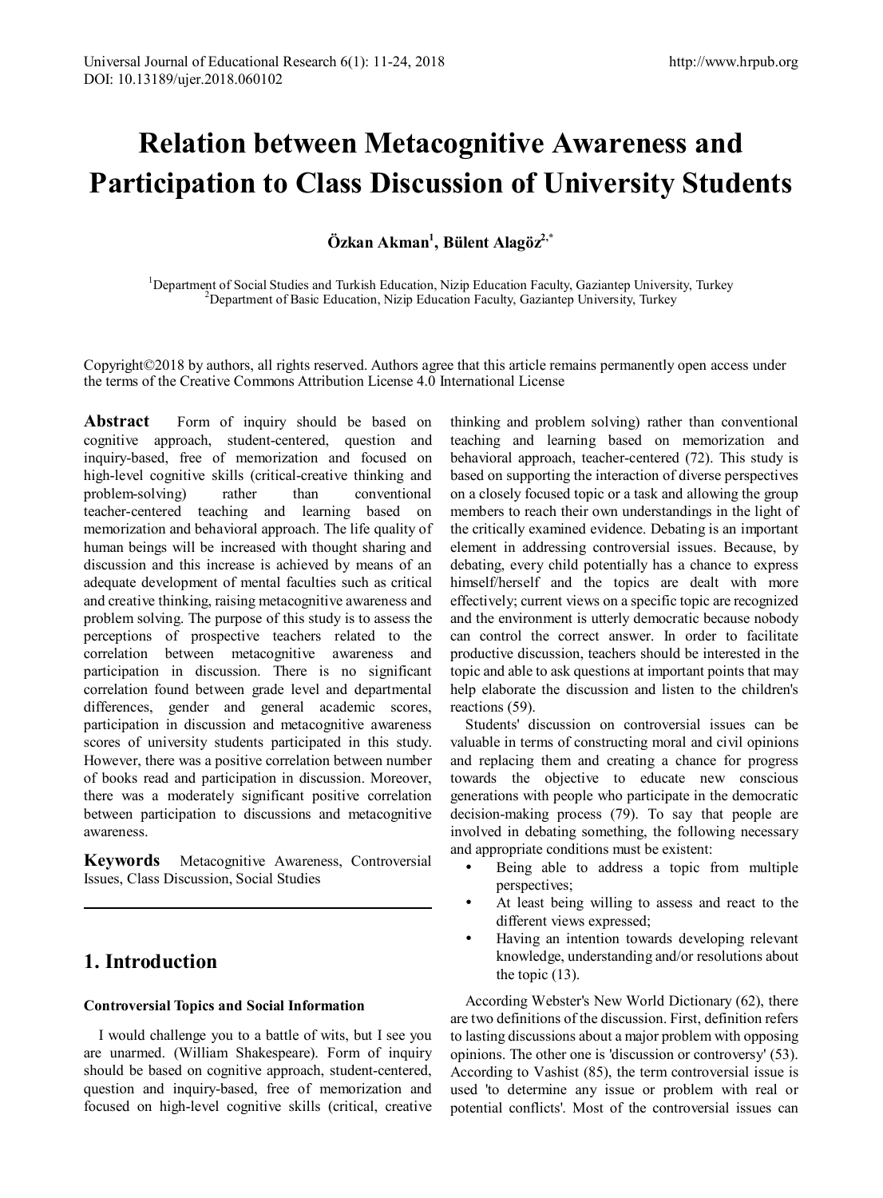# Relation between Metacognitive Awareness and Participation to Class Discussion of University Students

**Özkan Akman[1], Bülent Alagöz[2,*]**

[1]Department of Social Studies and Turkish Education, Nizip Education Faculty, Gaziantep University, Turkey
[2]Department of Basic Education, Nizip Education Faculty, Gaziantep University, Turkey

Copyright©2018 by authors, all rights reserved. Authors agree that this article remains permanently open access under the terms of the Creative Commons Attribution License 4.0 International License

**Abstract** Form of inquiry should be based on cognitive approach, student-centered, question and inquiry-based, free of memorization and focused on high-level cognitive skills (critical-creative thinking and problem-solving) rather than conventional teacher-centered teaching and learning based on memorization and behavioral approach. The life quality of human beings will be increased with thought sharing and discussion and this increase is achieved by means of an adequate development of mental faculties such as critical and creative thinking, raising metacognitive awareness and problem solving. The purpose of this study is to assess the perceptions of prospective teachers related to the correlation between metacognitive awareness and participation in discussion. There is no significant correlation found between grade level and departmental differences, gender and general academic scores, participation in discussion and metacognitive awareness scores of university students participated in this study. However, there was a positive correlation between number of books read and participation in discussion. Moreover, there was a moderately significant positive correlation between participation to discussions and metacognitive awareness.

**Keywords** Metacognitive Awareness, Controversial Issues, Class Discussion, Social Studies

## 1. Introduction

### Controversial Topics and Social Information

I would challenge you to a battle of wits, but I see you are unarmed. (William Shakespeare). Form of inquiry should be based on cognitive approach, student-centered, question and inquiry-based, free of memorization and focused on high-level cognitive skills (critical, creative thinking and problem solving) rather than conventional teaching and learning based on memorization and behavioral approach, teacher-centered (72). This study is based on supporting the interaction of diverse perspectives on a closely focused topic or a task and allowing the group members to reach their own understandings in the light of the critically examined evidence. Debating is an important element in addressing controversial issues. Because, by debating, every child potentially has a chance to express himself/herself and the topics are dealt with more effectively; current views on a specific topic are recognized and the environment is utterly democratic because nobody can control the correct answer. In order to facilitate productive discussion, teachers should be interested in the topic and able to ask questions at important points that may help elaborate the discussion and listen to the children's reactions (59).

Students' discussion on controversial issues can be valuable in terms of constructing moral and civil opinions and replacing them and creating a chance for progress towards the objective to educate new conscious generations with people who participate in the democratic decision-making process (79). To say that people are involved in debating something, the following necessary and appropriate conditions must be existent:

- Being able to address a topic from multiple perspectives;
- At least being willing to assess and react to the different views expressed;
- Having an intention towards developing relevant knowledge, understanding and/or resolutions about the topic (13).

According Webster's New World Dictionary (62), there are two definitions of the discussion. First, definition refers to lasting discussions about a major problem with opposing opinions. The other one is 'discussion or controversy' (53). According to Vashist (85), the term controversial issue is used 'to determine any issue or problem with real or potential conflicts'. Most of the controversial issues can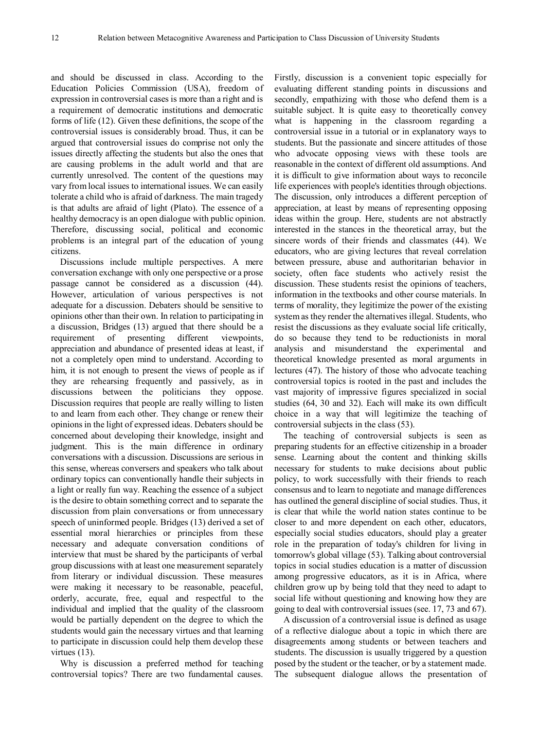and should be discussed in class. According to the Education Policies Commission (USA), freedom of expression in controversial cases is more than a right and is a requirement of democratic institutions and democratic forms of life (12). Given these definitions, the scope of the controversial issues is considerably broad. Thus, it can be argued that controversial issues do comprise not only the issues directly affecting the students but also the ones that are causing problems in the adult world and that are currently unresolved. The content of the questions may vary from local issues to international issues. We can easily tolerate a child who is afraid of darkness. The main tragedy is that adults are afraid of light (Plato). The essence of a healthy democracy is an open dialogue with public opinion. Therefore, discussing social, political and economic problems is an integral part of the education of young citizens.

Discussions include multiple perspectives. A mere conversation exchange with only one perspective or a prose passage cannot be considered as a discussion (44). However, articulation of various perspectives is not adequate for a discussion. Debaters should be sensitive to opinions other than their own. In relation to participating in a discussion, Bridges (13) argued that there should be a requirement of presenting different viewpoints, appreciation and abundance of presented ideas at least, if not a completely open mind to understand. According to him, it is not enough to present the views of people as if they are rehearsing frequently and passively, as in discussions between the politicians they oppose. Discussion requires that people are really willing to listen to and learn from each other. They change or renew their opinions in the light of expressed ideas. Debaters should be concerned about developing their knowledge, insight and judgment. This is the main difference in ordinary conversations with a discussion. Discussions are serious in this sense, whereas conversers and speakers who talk about ordinary topics can conventionally handle their subjects in a light or really fun way. Reaching the essence of a subject is the desire to obtain something correct and to separate the discussion from plain conversations or from unnecessary speech of uninformed people. Bridges (13) derived a set of essential moral hierarchies or principles from these necessary and adequate conversation conditions of interview that must be shared by the participants of verbal group discussions with at least one measurement separately from literary or individual discussion. These measures were making it necessary to be reasonable, peaceful, orderly, accurate, free, equal and respectful to the individual and implied that the quality of the classroom would be partially dependent on the degree to which the students would gain the necessary virtues and that learning to participate in discussion could help them develop these virtues (13).

Why is discussion a preferred method for teaching controversial topics? There are two fundamental causes. Firstly, discussion is a convenient topic especially for evaluating different standing points in discussions and secondly, empathizing with those who defend them is a suitable subject. It is quite easy to theoretically convey what is happening in the classroom regarding a controversial issue in a tutorial or in explanatory ways to students. But the passionate and sincere attitudes of those who advocate opposing views with these tools are reasonable in the context of different old assumptions. And it is difficult to give information about ways to reconcile life experiences with people's identities through objections. The discussion, only introduces a different perception of appreciation, at least by means of representing opposing ideas within the group. Here, students are not abstractly interested in the stances in the theoretical array, but the sincere words of their friends and classmates (44). We educators, who are giving lectures that reveal correlation between pressure, abuse and authoritarian behavior in society, often face students who actively resist the discussion. These students resist the opinions of teachers, information in the textbooks and other course materials. In terms of morality, they legitimize the power of the existing system as they render the alternatives illegal. Students, who resist the discussions as they evaluate social life critically, do so because they tend to be reductionists in moral analysis and misunderstand the experimental and theoretical knowledge presented as moral arguments in lectures (47). The history of those who advocate teaching controversial topics is rooted in the past and includes the vast majority of impressive figures specialized in social studies (64, 30 and 32). Each will make its own difficult choice in a way that will legitimize the teaching of controversial subjects in the class (53).

The teaching of controversial subjects is seen as preparing students for an effective citizenship in a broader sense. Learning about the content and thinking skills necessary for students to make decisions about public policy, to work successfully with their friends to reach consensus and to learn to negotiate and manage differences has outlined the general discipline of social studies. Thus, it is clear that while the world nation states continue to be closer to and more dependent on each other, educators, especially social studies educators, should play a greater role in the preparation of today's children for living in tomorrow's global village (53). Talking about controversial topics in social studies education is a matter of discussion among progressive educators, as it is in Africa, where children grow up by being told that they need to adapt to social life without questioning and knowing how they are going to deal with controversial issues (see. 17, 73 and 67).

A discussion of a controversial issue is defined as usage of a reflective dialogue about a topic in which there are disagreements among students or between teachers and students. The discussion is usually triggered by a question posed by the student or the teacher, or by a statement made. The subsequent dialogue allows the presentation of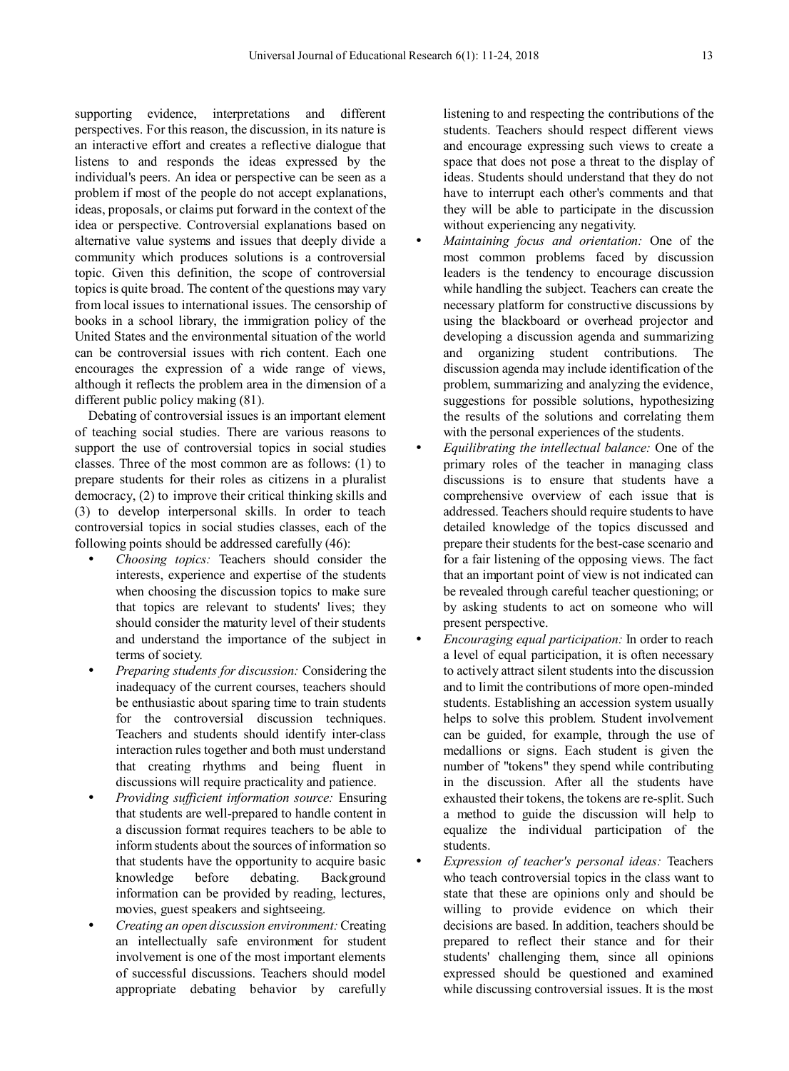supporting evidence, interpretations and different perspectives. For this reason, the discussion, in its nature is an interactive effort and creates a reflective dialogue that listens to and responds the ideas expressed by the individual's peers. An idea or perspective can be seen as a problem if most of the people do not accept explanations, ideas, proposals, or claims put forward in the context of the idea or perspective. Controversial explanations based on alternative value systems and issues that deeply divide a community which produces solutions is a controversial topic. Given this definition, the scope of controversial topics is quite broad. The content of the questions may vary from local issues to international issues. The censorship of books in a school library, the immigration policy of the United States and the environmental situation of the world can be controversial issues with rich content. Each one encourages the expression of a wide range of views, although it reflects the problem area in the dimension of a different public policy making (81).

Debating of controversial issues is an important element of teaching social studies. There are various reasons to support the use of controversial topics in social studies classes. Three of the most common are as follows: (1) to prepare students for their roles as citizens in a pluralist democracy, (2) to improve their critical thinking skills and (3) to develop interpersonal skills. In order to teach controversial topics in social studies classes, each of the following points should be addressed carefully (46):

- *Choosing topics:* Teachers should consider the interests, experience and expertise of the students when choosing the discussion topics to make sure that topics are relevant to students' lives; they should consider the maturity level of their students and understand the importance of the subject in terms of society.
- *Preparing students for discussion:* Considering the inadequacy of the current courses, teachers should be enthusiastic about sparing time to train students for the controversial discussion techniques. Teachers and students should identify inter-class interaction rules together and both must understand that creating rhythms and being fluent in discussions will require practicality and patience.
- *Providing sufficient information source:* Ensuring that students are well-prepared to handle content in a discussion format requires teachers to be able to inform students about the sources of information so that students have the opportunity to acquire basic knowledge before debating. Background information can be provided by reading, lectures, movies, guest speakers and sightseeing.
- *Creating an open discussion environment:* Creating an intellectually safe environment for student involvement is one of the most important elements of successful discussions. Teachers should model appropriate debating behavior by carefully listening to and respecting the contributions of the students. Teachers should respect different views and encourage expressing such views to create a space that does not pose a threat to the display of ideas. Students should understand that they do not have to interrupt each other's comments and that they will be able to participate in the discussion without experiencing any negativity.
- *Maintaining focus and orientation:* One of the most common problems faced by discussion leaders is the tendency to encourage discussion while handling the subject. Teachers can create the necessary platform for constructive discussions by using the blackboard or overhead projector and developing a discussion agenda and summarizing and organizing student contributions. The discussion agenda may include identification of the problem, summarizing and analyzing the evidence, suggestions for possible solutions, hypothesizing the results of the solutions and correlating them with the personal experiences of the students.
- *Equilibrating the intellectual balance:* One of the primary roles of the teacher in managing class discussions is to ensure that students have a comprehensive overview of each issue that is addressed. Teachers should require students to have detailed knowledge of the topics discussed and prepare their students for the best-case scenario and for a fair listening of the opposing views. The fact that an important point of view is not indicated can be revealed through careful teacher questioning; or by asking students to act on someone who will present perspective.
- *Encouraging equal participation:* In order to reach a level of equal participation, it is often necessary to actively attract silent students into the discussion and to limit the contributions of more open-minded students. Establishing an accession system usually helps to solve this problem. Student involvement can be guided, for example, through the use of medallions or signs. Each student is given the number of "tokens" they spend while contributing in the discussion. After all the students have exhausted their tokens, the tokens are re-split. Such a method to guide the discussion will help to equalize the individual participation of the students.
- *Expression of teacher's personal ideas:* Teachers who teach controversial topics in the class want to state that these are opinions only and should be willing to provide evidence on which their decisions are based. In addition, teachers should be prepared to reflect their stance and for their students' challenging them, since all opinions expressed should be questioned and examined while discussing controversial issues. It is the most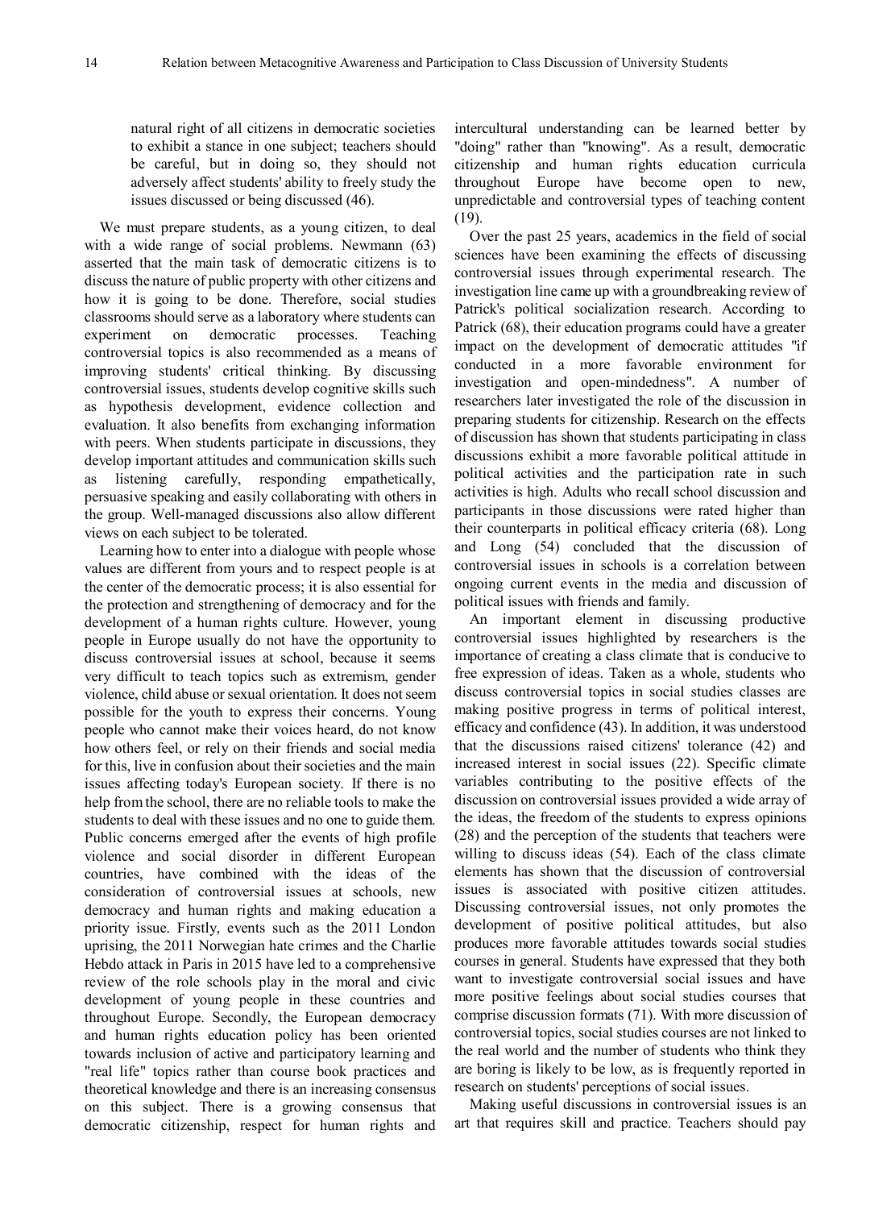> natural right of all citizens in democratic societies to exhibit a stance in one subject; teachers should be careful, but in doing so, they should not adversely affect students' ability to freely study the issues discussed or being discussed (46).

We must prepare students, as a young citizen, to deal with a wide range of social problems. Newmann (63) asserted that the main task of democratic citizens is to discuss the nature of public property with other citizens and how it is going to be done. Therefore, social studies classrooms should serve as a laboratory where students can experiment on democratic processes. Teaching controversial topics is also recommended as a means of improving students' critical thinking. By discussing controversial issues, students develop cognitive skills such as hypothesis development, evidence collection and evaluation. It also benefits from exchanging information with peers. When students participate in discussions, they develop important attitudes and communication skills such as listening carefully, responding empathetically, persuasive speaking and easily collaborating with others in the group. Well-managed discussions also allow different views on each subject to be tolerated.

Learning how to enter into a dialogue with people whose values are different from yours and to respect people is at the center of the democratic process; it is also essential for the protection and strengthening of democracy and for the development of a human rights culture. However, young people in Europe usually do not have the opportunity to discuss controversial issues at school, because it seems very difficult to teach topics such as extremism, gender violence, child abuse or sexual orientation. It does not seem possible for the youth to express their concerns. Young people who cannot make their voices heard, do not know how others feel, or rely on their friends and social media for this, live in confusion about their societies and the main issues affecting today's European society. If there is no help from the school, there are no reliable tools to make the students to deal with these issues and no one to guide them. Public concerns emerged after the events of high profile violence and social disorder in different European countries, have combined with the ideas of the consideration of controversial issues at schools, new democracy and human rights and making education a priority issue. Firstly, events such as the 2011 London uprising, the 2011 Norwegian hate crimes and the Charlie Hebdo attack in Paris in 2015 have led to a comprehensive review of the role schools play in the moral and civic development of young people in these countries and throughout Europe. Secondly, the European democracy and human rights education policy has been oriented towards inclusion of active and participatory learning and "real life" topics rather than course book practices and theoretical knowledge and there is an increasing consensus on this subject. There is a growing consensus that democratic citizenship, respect for human rights and intercultural understanding can be learned better by "doing" rather than "knowing". As a result, democratic citizenship and human rights education curricula throughout Europe have become open to new, unpredictable and controversial types of teaching content (19).

Over the past 25 years, academics in the field of social sciences have been examining the effects of discussing controversial issues through experimental research. The investigation line came up with a groundbreaking review of Patrick's political socialization research. According to Patrick (68), their education programs could have a greater impact on the development of democratic attitudes "if conducted in a more favorable environment for investigation and open-mindedness". A number of researchers later investigated the role of the discussion in preparing students for citizenship. Research on the effects of discussion has shown that students participating in class discussions exhibit a more favorable political attitude in political activities and the participation rate in such activities is high. Adults who recall school discussion and participants in those discussions were rated higher than their counterparts in political efficacy criteria (68). Long and Long (54) concluded that the discussion of controversial issues in schools is a correlation between ongoing current events in the media and discussion of political issues with friends and family.

An important element in discussing productive controversial issues highlighted by researchers is the importance of creating a class climate that is conducive to free expression of ideas. Taken as a whole, students who discuss controversial topics in social studies classes are making positive progress in terms of political interest, efficacy and confidence (43). In addition, it was understood that the discussions raised citizens' tolerance (42) and increased interest in social issues (22). Specific climate variables contributing to the positive effects of the discussion on controversial issues provided a wide array of the ideas, the freedom of the students to express opinions (28) and the perception of the students that teachers were willing to discuss ideas (54). Each of the class climate elements has shown that the discussion of controversial issues is associated with positive citizen attitudes. Discussing controversial issues, not only promotes the development of positive political attitudes, but also produces more favorable attitudes towards social studies courses in general. Students have expressed that they both want to investigate controversial social issues and have more positive feelings about social studies courses that comprise discussion formats (71). With more discussion of controversial topics, social studies courses are not linked to the real world and the number of students who think they are boring is likely to be low, as is frequently reported in research on students' perceptions of social issues.

Making useful discussions in controversial issues is an art that requires skill and practice. Teachers should pay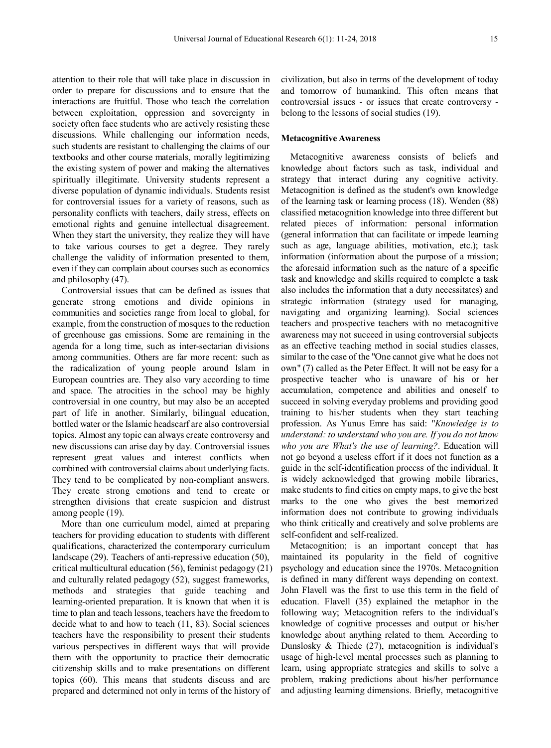attention to their role that will take place in discussion in order to prepare for discussions and to ensure that the interactions are fruitful. Those who teach the correlation between exploitation, oppression and sovereignty in society often face students who are actively resisting these discussions. While challenging our information needs, such students are resistant to challenging the claims of our textbooks and other course materials, morally legitimizing the existing system of power and making the alternatives spiritually illegitimate. University students represent a diverse population of dynamic individuals. Students resist for controversial issues for a variety of reasons, such as personality conflicts with teachers, daily stress, effects on emotional rights and genuine intellectual disagreement. When they start the university, they realize they will have to take various courses to get a degree. They rarely challenge the validity of information presented to them, even if they can complain about courses such as economics and philosophy (47).

Controversial issues that can be defined as issues that generate strong emotions and divide opinions in communities and societies range from local to global, for example, from the construction of mosques to the reduction of greenhouse gas emissions. Some are remaining in the agenda for a long time, such as inter-sectarian divisions among communities. Others are far more recent: such as the radicalization of young people around Islam in European countries are. They also vary according to time and space. The atrocities in the school may be highly controversial in one country, but may also be an accepted part of life in another. Similarly, bilingual education, bottled water or the Islamic headscarf are also controversial topics. Almost any topic can always create controversy and new discussions can arise day by day. Controversial issues represent great values and interest conflicts when combined with controversial claims about underlying facts. They tend to be complicated by non-compliant answers. They create strong emotions and tend to create or strengthen divisions that create suspicion and distrust among people (19).

More than one curriculum model, aimed at preparing teachers for providing education to students with different qualifications, characterized the contemporary curriculum landscape (29). Teachers of anti-repressive education (50), critical multicultural education (56), feminist pedagogy (21) and culturally related pedagogy (52), suggest frameworks, methods and strategies that guide teaching and learning-oriented preparation. It is known that when it is time to plan and teach lessons, teachers have the freedom to decide what to and how to teach (11, 83). Social sciences teachers have the responsibility to present their students various perspectives in different ways that will provide them with the opportunity to practice their democratic citizenship skills and to make presentations on different topics (60). This means that students discuss and are prepared and determined not only in terms of the history of civilization, but also in terms of the development of today and tomorrow of humankind. This often means that controversial issues - or issues that create controversy - belong to the lessons of social studies (19).

**Metacognitive Awareness**

Metacognitive awareness consists of beliefs and knowledge about factors such as task, individual and strategy that interact during any cognitive activity. Metacognition is defined as the student's own knowledge of the learning task or learning process (18). Wenden (88) classified metacognition knowledge into three different but related pieces of information: personal information (general information that can facilitate or impede learning such as age, language abilities, motivation, etc.); task information (information about the purpose of a mission; the aforesaid information such as the nature of a specific task and knowledge and skills required to complete a task also includes the information that a duty necessitates) and strategic information (strategy used for managing, navigating and organizing learning). Social sciences teachers and prospective teachers with no metacognitive awareness may not succeed in using controversial subjects as an effective teaching method in social studies classes, similar to the case of the "One cannot give what he does not own" (7) called as the Peter Effect. It will not be easy for a prospective teacher who is unaware of his or her accumulation, competence and abilities and oneself to succeed in solving everyday problems and providing good training to his/her students when they start teaching profession. As Yunus Emre has said: "*Knowledge is to understand: to understand who you are. If you do not know who you are What's the use of learning?*. Education will not go beyond a useless effort if it does not function as a guide in the self-identification process of the individual. It is widely acknowledged that growing mobile libraries, make students to find cities on empty maps, to give the best marks to the one who gives the best memorized information does not contribute to growing individuals who think critically and creatively and solve problems are self-confident and self-realized.

Metacognition; is an important concept that has maintained its popularity in the field of cognitive psychology and education since the 1970s. Metacognition is defined in many different ways depending on context. John Flavell was the first to use this term in the field of education. Flavell (35) explained the metaphor in the following way; Metacognition refers to the individual's knowledge of cognitive processes and output or his/her knowledge about anything related to them. According to Dunslosky & Thiede (27), metacognition is individual's usage of high-level mental processes such as planning to learn, using appropriate strategies and skills to solve a problem, making predictions about his/her performance and adjusting learning dimensions. Briefly, metacognitive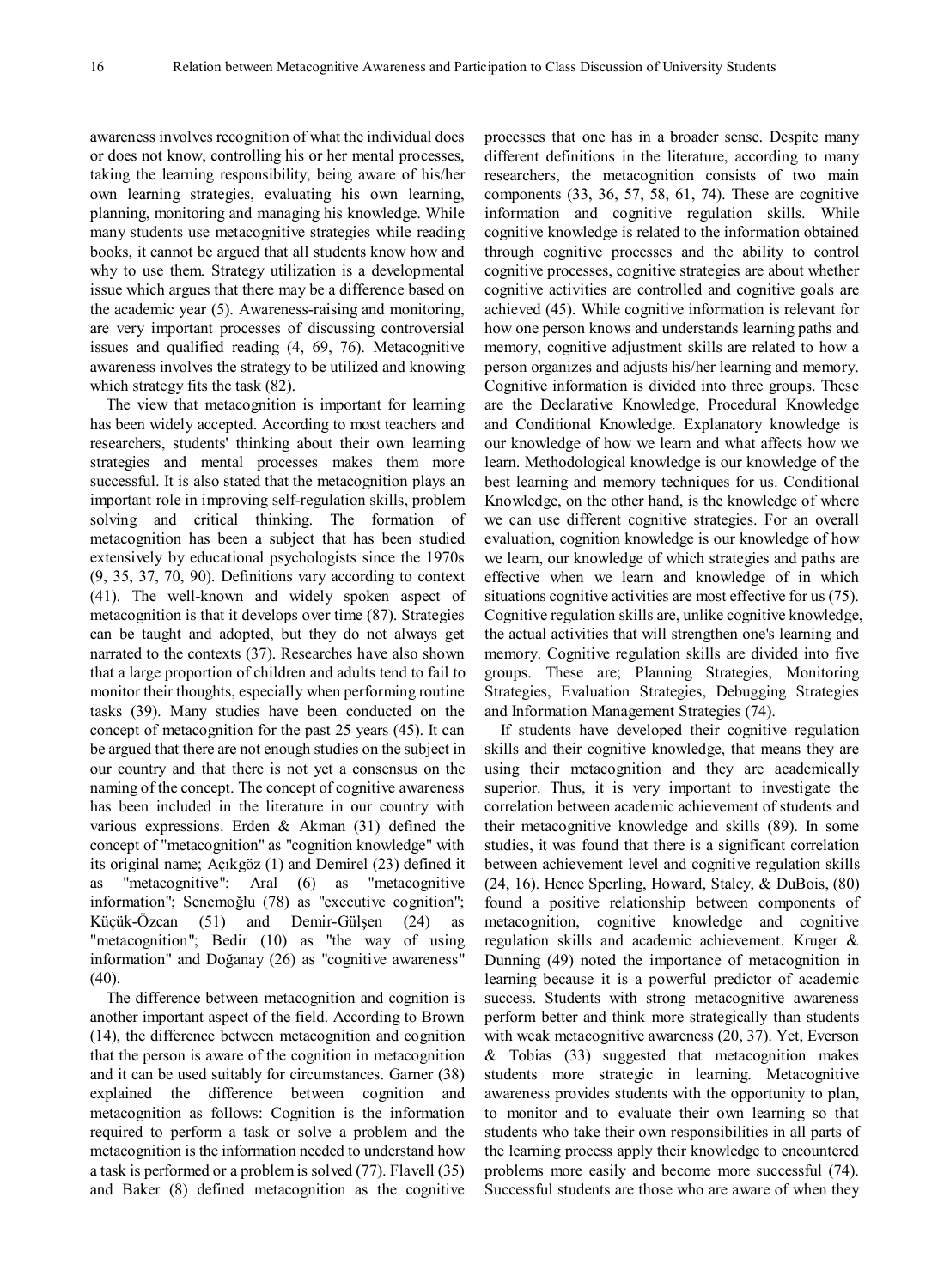awareness involves recognition of what the individual does or does not know, controlling his or her mental processes, taking the learning responsibility, being aware of his/her own learning strategies, evaluating his own learning, planning, monitoring and managing his knowledge. While many students use metacognitive strategies while reading books, it cannot be argued that all students know how and why to use them. Strategy utilization is a developmental issue which argues that there may be a difference based on the academic year (5). Awareness-raising and monitoring, are very important processes of discussing controversial issues and qualified reading (4, 69, 76). Metacognitive awareness involves the strategy to be utilized and knowing which strategy fits the task (82).

The view that metacognition is important for learning has been widely accepted. According to most teachers and researchers, students' thinking about their own learning strategies and mental processes makes them more successful. It is also stated that the metacognition plays an important role in improving self-regulation skills, problem solving and critical thinking. The formation of metacognition has been a subject that has been studied extensively by educational psychologists since the 1970s (9, 35, 37, 70, 90). Definitions vary according to context (41). The well-known and widely spoken aspect of metacognition is that it develops over time (87). Strategies can be taught and adopted, but they do not always get narrated to the contexts (37). Researches have also shown that a large proportion of children and adults tend to fail to monitor their thoughts, especially when performing routine tasks (39). Many studies have been conducted on the concept of metacognition for the past 25 years (45). It can be argued that there are not enough studies on the subject in our country and that there is not yet a consensus on the naming of the concept. The concept of cognitive awareness has been included in the literature in our country with various expressions. Erden & Akman (31) defined the concept of "metacognition" as "cognition knowledge" with its original name; Açıkgöz (1) and Demirel (23) defined it as "metacognitive"; Aral (6) as "metacognitive information"; Senemoğlu (78) as "executive cognition"; Küçük-Özcan (51) and Demir-Gülşen (24) as "metacognition"; Bedir (10) as "the way of using information" and Doğanay (26) as "cognitive awareness" (40).

The difference between metacognition and cognition is another important aspect of the field. According to Brown (14), the difference between metacognition and cognition that the person is aware of the cognition in metacognition and it can be used suitably for circumstances. Garner (38) explained the difference between cognition and metacognition as follows: Cognition is the information required to perform a task or solve a problem and the metacognition is the information needed to understand how a task is performed or a problem is solved (77). Flavell (35) and Baker (8) defined metacognition as the cognitive processes that one has in a broader sense. Despite many different definitions in the literature, according to many researchers, the metacognition consists of two main components (33, 36, 57, 58, 61, 74). These are cognitive information and cognitive regulation skills. While cognitive knowledge is related to the information obtained through cognitive processes and the ability to control cognitive processes, cognitive strategies are about whether cognitive activities are controlled and cognitive goals are achieved (45). While cognitive information is relevant for how one person knows and understands learning paths and memory, cognitive adjustment skills are related to how a person organizes and adjusts his/her learning and memory. Cognitive information is divided into three groups. These are the Declarative Knowledge, Procedural Knowledge and Conditional Knowledge. Explanatory knowledge is our knowledge of how we learn and what affects how we learn. Methodological knowledge is our knowledge of the best learning and memory techniques for us. Conditional Knowledge, on the other hand, is the knowledge of where we can use different cognitive strategies. For an overall evaluation, cognition knowledge is our knowledge of how we learn, our knowledge of which strategies and paths are effective when we learn and knowledge of in which situations cognitive activities are most effective for us (75). Cognitive regulation skills are, unlike cognitive knowledge, the actual activities that will strengthen one's learning and memory. Cognitive regulation skills are divided into five groups. These are; Planning Strategies, Monitoring Strategies, Evaluation Strategies, Debugging Strategies and Information Management Strategies (74).

If students have developed their cognitive regulation skills and their cognitive knowledge, that means they are using their metacognition and they are academically superior. Thus, it is very important to investigate the correlation between academic achievement of students and their metacognitive knowledge and skills (89). In some studies, it was found that there is a significant correlation between achievement level and cognitive regulation skills (24, 16). Hence Sperling, Howard, Staley, & DuBois, (80) found a positive relationship between components of metacognition, cognitive knowledge and cognitive regulation skills and academic achievement. Kruger & Dunning (49) noted the importance of metacognition in learning because it is a powerful predictor of academic success. Students with strong metacognitive awareness perform better and think more strategically than students with weak metacognitive awareness (20, 37). Yet, Everson & Tobias (33) suggested that metacognition makes students more strategic in learning. Metacognitive awareness provides students with the opportunity to plan, to monitor and to evaluate their own learning so that students who take their own responsibilities in all parts of the learning process apply their knowledge to encountered problems more easily and become more successful (74). Successful students are those who are aware of when they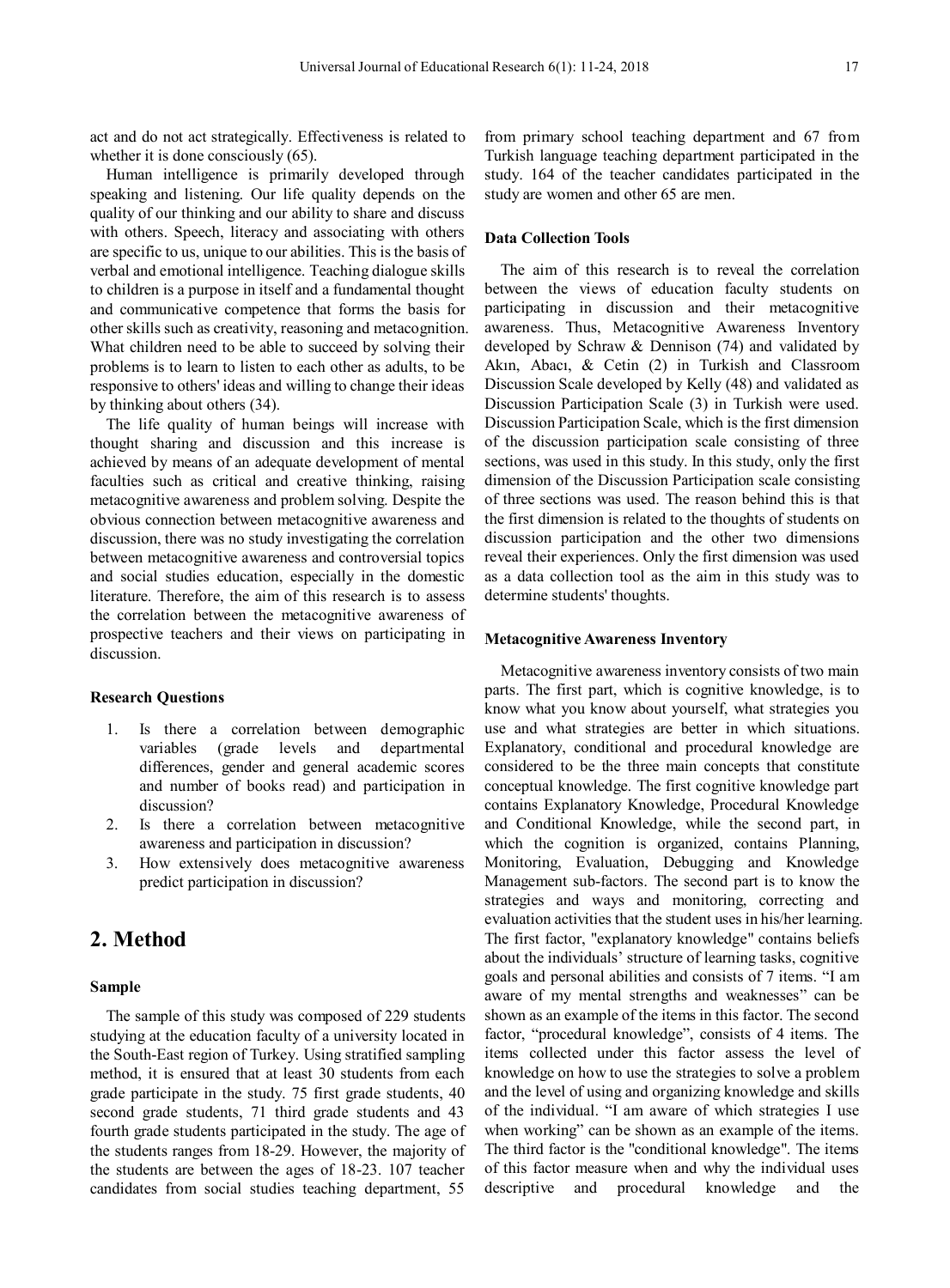act and do not act strategically. Effectiveness is related to whether it is done consciously (65).

Human intelligence is primarily developed through speaking and listening. Our life quality depends on the quality of our thinking and our ability to share and discuss with others. Speech, literacy and associating with others are specific to us, unique to our abilities. This is the basis of verbal and emotional intelligence. Teaching dialogue skills to children is a purpose in itself and a fundamental thought and communicative competence that forms the basis for other skills such as creativity, reasoning and metacognition. What children need to be able to succeed by solving their problems is to learn to listen to each other as adults, to be responsive to others' ideas and willing to change their ideas by thinking about others (34).

The life quality of human beings will increase with thought sharing and discussion and this increase is achieved by means of an adequate development of mental faculties such as critical and creative thinking, raising metacognitive awareness and problem solving. Despite the obvious connection between metacognitive awareness and discussion, there was no study investigating the correlation between metacognitive awareness and controversial topics and social studies education, especially in the domestic literature. Therefore, the aim of this research is to assess the correlation between the metacognitive awareness of prospective teachers and their views on participating in discussion.

#### Research Questions

1. Is there a correlation between demographic variables (grade levels and departmental differences, gender and general academic scores and number of books read) and participation in discussion?
2. Is there a correlation between metacognitive awareness and participation in discussion?
3. How extensively does metacognitive awareness predict participation in discussion?

## 2. Method

#### Sample

The sample of this study was composed of 229 students studying at the education faculty of a university located in the South-East region of Turkey. Using stratified sampling method, it is ensured that at least 30 students from each grade participate in the study. 75 first grade students, 40 second grade students, 71 third grade students and 43 fourth grade students participated in the study. The age of the students ranges from 18-29. However, the majority of the students are between the ages of 18-23. 107 teacher candidates from social studies teaching department, 55 from primary school teaching department and 67 from Turkish language teaching department participated in the study. 164 of the teacher candidates participated in the study are women and other 65 are men.

#### Data Collection Tools

The aim of this research is to reveal the correlation between the views of education faculty students on participating in discussion and their metacognitive awareness. Thus, Metacognitive Awareness Inventory developed by Schraw & Dennison (74) and validated by Akın, Abacı, & Cetin (2) in Turkish and Classroom Discussion Scale developed by Kelly (48) and validated as Discussion Participation Scale (3) in Turkish were used. Discussion Participation Scale, which is the first dimension of the discussion participation scale consisting of three sections, was used in this study. In this study, only the first dimension of the Discussion Participation scale consisting of three sections was used. The reason behind this is that the first dimension is related to the thoughts of students on discussion participation and the other two dimensions reveal their experiences. Only the first dimension was used as a data collection tool as the aim in this study was to determine students' thoughts.

#### Metacognitive Awareness Inventory

Metacognitive awareness inventory consists of two main parts. The first part, which is cognitive knowledge, is to know what you know about yourself, what strategies you use and what strategies are better in which situations. Explanatory, conditional and procedural knowledge are considered to be the three main concepts that constitute conceptual knowledge. The first cognitive knowledge part contains Explanatory Knowledge, Procedural Knowledge and Conditional Knowledge, while the second part, in which the cognition is organized, contains Planning, Monitoring, Evaluation, Debugging and Knowledge Management sub-factors. The second part is to know the strategies and ways and monitoring, correcting and evaluation activities that the student uses in his/her learning. The first factor, "explanatory knowledge" contains beliefs about the individuals' structure of learning tasks, cognitive goals and personal abilities and consists of 7 items. "I am aware of my mental strengths and weaknesses" can be shown as an example of the items in this factor. The second factor, "procedural knowledge", consists of 4 items. The items collected under this factor assess the level of knowledge on how to use the strategies to solve a problem and the level of using and organizing knowledge and skills of the individual. "I am aware of which strategies I use when working" can be shown as an example of the items. The third factor is the "conditional knowledge". The items of this factor measure when and why the individual uses descriptive and procedural knowledge and the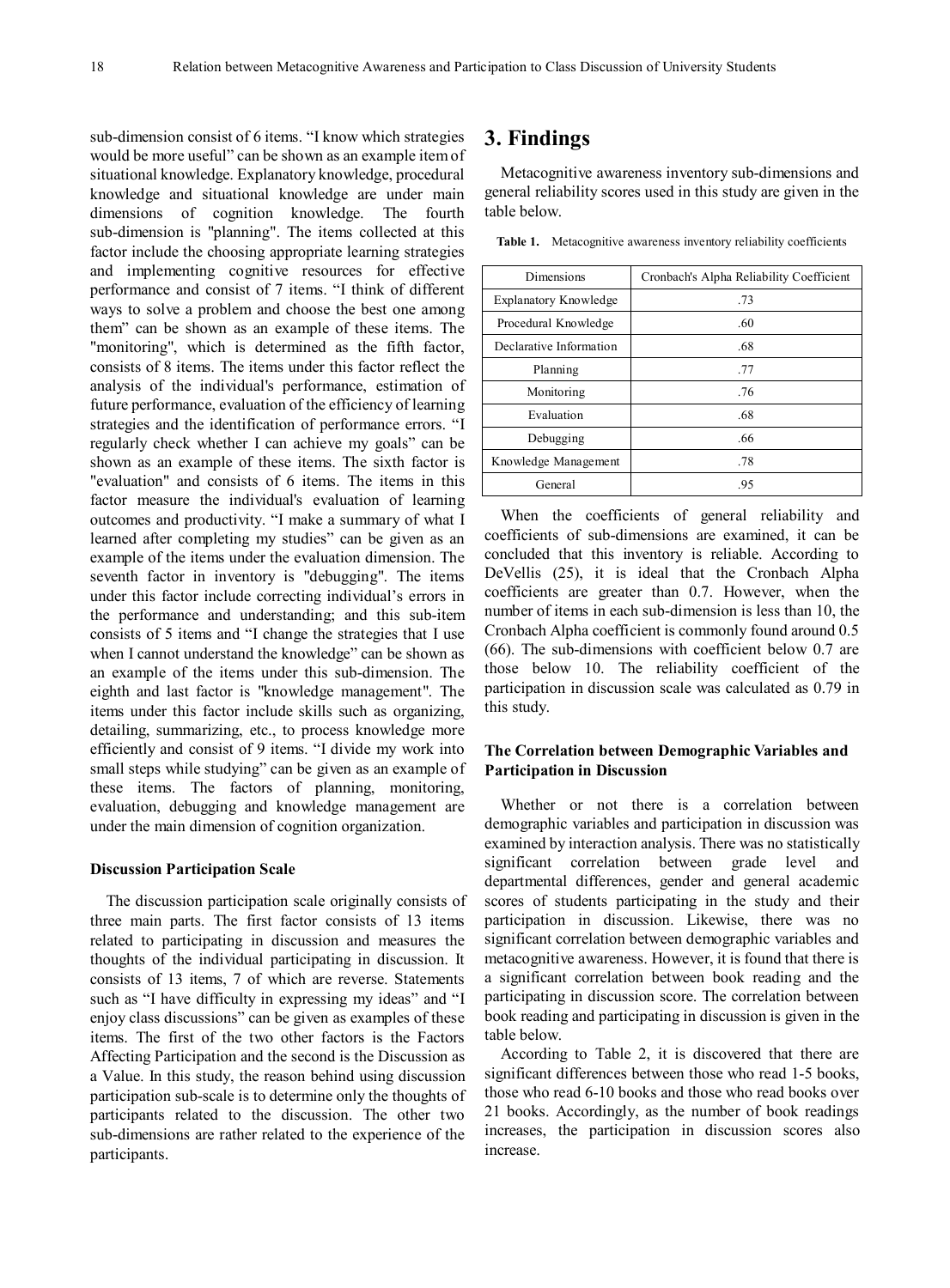sub-dimension consist of 6 items. "I know which strategies would be more useful" can be shown as an example item of situational knowledge. Explanatory knowledge, procedural knowledge and situational knowledge are under main dimensions of cognition knowledge. The fourth sub-dimension is "planning". The items collected at this factor include the choosing appropriate learning strategies and implementing cognitive resources for effective performance and consist of 7 items. "I think of different ways to solve a problem and choose the best one among them" can be shown as an example of these items. The "monitoring", which is determined as the fifth factor, consists of 8 items. The items under this factor reflect the analysis of the individual's performance, estimation of future performance, evaluation of the efficiency of learning strategies and the identification of performance errors. "I regularly check whether I can achieve my goals" can be shown as an example of these items. The sixth factor is "evaluation" and consists of 6 items. The items in this factor measure the individual's evaluation of learning outcomes and productivity. "I make a summary of what I learned after completing my studies" can be given as an example of the items under the evaluation dimension. The seventh factor in inventory is "debugging". The items under this factor include correcting individual's errors in the performance and understanding; and this sub-item consists of 5 items and "I change the strategies that I use when I cannot understand the knowledge" can be shown as an example of the items under this sub-dimension. The eighth and last factor is "knowledge management". The items under this factor include skills such as organizing, detailing, summarizing, etc., to process knowledge more efficiently and consist of 9 items. "I divide my work into small steps while studying" can be given as an example of these items. The factors of planning, monitoring, evaluation, debugging and knowledge management are under the main dimension of cognition organization.

#### Discussion Participation Scale

The discussion participation scale originally consists of three main parts. The first factor consists of 13 items related to participating in discussion and measures the thoughts of the individual participating in discussion. It consists of 13 items, 7 of which are reverse. Statements such as "I have difficulty in expressing my ideas" and "I enjoy class discussions" can be given as examples of these items. The first of the two other factors is the Factors Affecting Participation and the second is the Discussion as a Value. In this study, the reason behind using discussion participation sub-scale is to determine only the thoughts of participants related to the discussion. The other two sub-dimensions are rather related to the experience of the participants.

## 3. Findings

Metacognitive awareness inventory sub-dimensions and general reliability scores used in this study are given in the table below.

**Table 1.** Metacognitive awareness inventory reliability coefficients

| Dimensions | Cronbach's Alpha Reliability Coefficient |
|---|---|
| Explanatory Knowledge | .73 |
| Procedural Knowledge | .60 |
| Declarative Information | .68 |
| Planning | .77 |
| Monitoring | .76 |
| Evaluation | .68 |
| Debugging | .66 |
| Knowledge Management | .78 |
| General | .95 |

When the coefficients of general reliability and coefficients of sub-dimensions are examined, it can be concluded that this inventory is reliable. According to DeVellis (25), it is ideal that the Cronbach Alpha coefficients are greater than 0.7. However, when the number of items in each sub-dimension is less than 10, the Cronbach Alpha coefficient is commonly found around 0.5 (66). The sub-dimensions with coefficient below 0.7 are those below 10. The reliability coefficient of the participation in discussion scale was calculated as 0.79 in this study.

#### The Correlation between Demographic Variables and Participation in Discussion

Whether or not there is a correlation between demographic variables and participation in discussion was examined by interaction analysis. There was no statistically significant correlation between grade level and departmental differences, gender and general academic scores of students participating in the study and their participation in discussion. Likewise, there was no significant correlation between demographic variables and metacognitive awareness. However, it is found that there is a significant correlation between book reading and the participating in discussion score. The correlation between book reading and participating in discussion is given in the table below.

According to Table 2, it is discovered that there are significant differences between those who read 1-5 books, those who read 6-10 books and those who read books over 21 books. Accordingly, as the number of book readings increases, the participation in discussion scores also increase.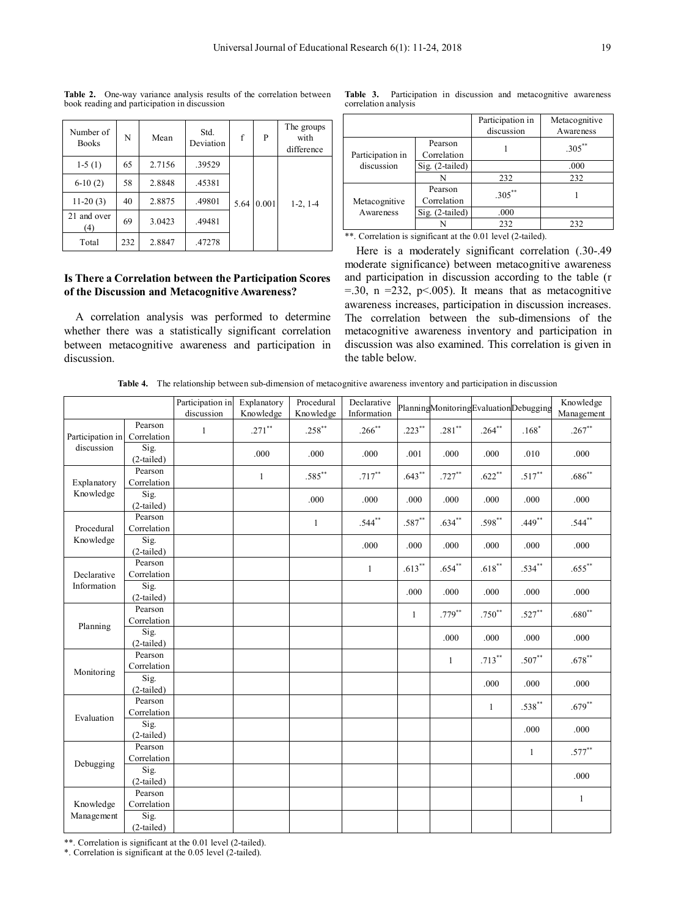**Table 2.** One-way variance analysis results of the correlation between book reading and participation in discussion

| Number of Books | N | Mean | Std. Deviation | f | P | The groups with difference |
|---|---|---|---|---|---|---|
| 1-5 (1) | 65 | 2.7156 | .39529 | 5.64 | 0.001 | 1-2, 1-4 |
| 6-10 (2) | 58 | 2.8848 | .45381 | | | |
| 11-20 (3) | 40 | 2.8875 | .49801 | | | |
| 21 and over (4) | 69 | 3.0423 | .49481 | | | |
| Total | 232 | 2.8847 | .47278 | | | |

### Is There a Correlation between the Participation Scores of the Discussion and Metacognitive Awareness?

A correlation analysis was performed to determine whether there was a statistically significant correlation between metacognitive awareness and participation in discussion.

**Table 3.** Participation in discussion and metacognitive awareness correlation analysis

| | | Participation in discussion | Metacognitive Awareness |
|---|---|---|---|
| Participation in discussion | Pearson Correlation | 1 | .305** |
| | Sig. (2-tailed) | | .000 |
| | N | 232 | 232 |
| Metacognitive Awareness | Pearson Correlation | .305** | 1 |
| | Sig. (2-tailed) | .000 | |
| | N | 232 | 232 |

**. Correlation is significant at the 0.01 level (2-tailed).

Here is a moderately significant correlation (.30-.49 moderate significance) between metacognitive awareness and participation in discussion according to the table ($r = .30$, $n = 232$, $p < .005$). It means that as metacognitive awareness increases, participation in discussion increases. The correlation between the sub-dimensions of the metacognitive awareness inventory and participation in discussion was also examined. This correlation is given in the table below.

**Table 4.** The relationship between sub-dimension of metacognitive awareness inventory and participation in discussion

| | | Participation in discussion | Explanatory Knowledge | Procedural Knowledge | Declarative Information | Planning | Monitoring | Evaluation | Debugging | Knowledge Management |
|---|---|---|---|---|---|---|---|---|---|---|
| Participation in discussion | Pearson Correlation | 1 | .271** | .258** | .266** | .223** | .281** | .264** | .168* | .267** |
| | Sig. (2-tailed) | | .000 | .000 | .000 | .001 | .000 | .000 | .010 | .000 |
| Explanatory Knowledge | Pearson Correlation | | 1 | .585** | .717** | .643** | .727** | .622** | .517** | .686** |
| | Sig. (2-tailed) | | | .000 | .000 | .000 | .000 | .000 | .000 | .000 |
| Procedural Knowledge | Pearson Correlation | | | 1 | .544** | .587** | .634** | .598** | .449** | .544** |
| | Sig. (2-tailed) | | | | .000 | .000 | .000 | .000 | .000 | .000 |
| Declarative Information | Pearson Correlation | | | | 1 | .613** | .654** | .618** | .534** | .655** |
| | Sig. (2-tailed) | | | | | .000 | .000 | .000 | .000 | .000 |
| Planning | Pearson Correlation | | | | | 1 | .779** | .750** | .527** | .680** |
| | Sig. (2-tailed) | | | | | | .000 | .000 | .000 | .000 |
| Monitoring | Pearson Correlation | | | | | | 1 | .713** | .507** | .678** |
| | Sig. (2-tailed) | | | | | | | .000 | .000 | .000 |
| Evaluation | Pearson Correlation | | | | | | | 1 | .538** | .679** |
| | Sig. (2-tailed) | | | | | | | | .000 | .000 |
| Debugging | Pearson Correlation | | | | | | | | 1 | .577** |
| | Sig. (2-tailed) | | | | | | | | | .000 |
| Knowledge Management | Pearson Correlation | | | | | | | | | 1 |
| | Sig. (2-tailed) | | | | | | | | | |

**. Correlation is significant at the 0.01 level (2-tailed).
*. Correlation is significant at the 0.05 level (2-tailed).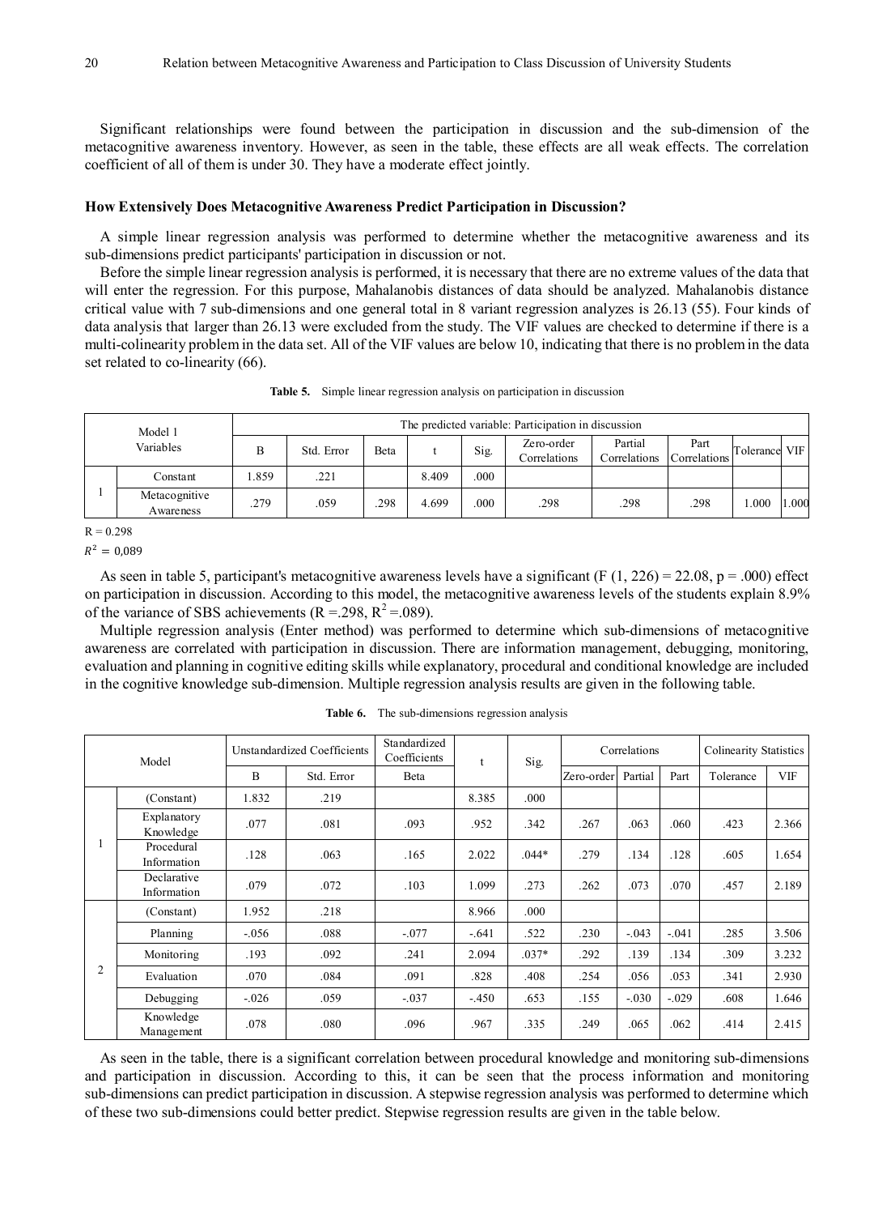Significant relationships were found between the participation in discussion and the sub-dimension of the metacognitive awareness inventory. However, as seen in the table, these effects are all weak effects. The correlation coefficient of all of them is under 30. They have a moderate effect jointly.

### How Extensively Does Metacognitive Awareness Predict Participation in Discussion?

A simple linear regression analysis was performed to determine whether the metacognitive awareness and its sub-dimensions predict participants' participation in discussion or not.

Before the simple linear regression analysis is performed, it is necessary that there are no extreme values of the data that will enter the regression. For this purpose, Mahalanobis distances of data should be analyzed. Mahalanobis distance critical value with 7 sub-dimensions and one general total in 8 variant regression analyzes is 26.13 (55). Four kinds of data analysis that larger than 26.13 were excluded from the study. The VIF values are checked to determine if there is a multi-colinearity problem in the data set. All of the VIF values are below 10, indicating that there is no problem in the data set related to co-linearity (66).

**Table 5.** Simple linear regression analysis on participation in discussion

| Model 1 Variables | | The predicted variable: Participation in discussion | | | | | | | | | |
|---|---|---|---|---|---|---|---|---|---|---|---|
| | | B | Std. Error | Beta | t | Sig. | Zero-order Correlations | Partial Correlations | Part Correlations | Tolerance | VIF |
| 1 | Constant | 1.859 | .221 | | 8.409 | .000 | | | | | |
| | Metacognitive Awareness | .279 | .059 | .298 | 4.699 | .000 | .298 | .298 | .298 | 1.000 | 1.000 |

R = 0.298

$R^2 = 0{,}089$

As seen in table 5, participant's metacognitive awareness levels have a significant ($F (1, 226) = 22.08$, $p = .000$) effect on participation in discussion. According to this model, the metacognitive awareness levels of the students explain 8.9% of the variance of SBS achievements ($R = .298$, $R^2 = .089$).

Multiple regression analysis (Enter method) was performed to determine which sub-dimensions of metacognitive awareness are correlated with participation in discussion. There are information management, debugging, monitoring, evaluation and planning in cognitive editing skills while explanatory, procedural and conditional knowledge are included in the cognitive knowledge sub-dimension. Multiple regression analysis results are given in the following table.

**Table 6.** The sub-dimensions regression analysis

| Model | | Unstandardized Coefficients | | Standardized Coefficients | t | Sig. | Correlations | | | Colinearity Statistics | |
|---|---|---|---|---|---|---|---|---|---|---|---|
| | | B | Std. Error | Beta | | | Zero-order | Partial | Part | Tolerance | VIF |
| 1 | (Constant) | 1.832 | .219 | | 8.385 | .000 | | | | | |
| | Explanatory Knowledge | .077 | .081 | .093 | .952 | .342 | .267 | .063 | .060 | .423 | 2.366 |
| | Procedural Information | .128 | .063 | .165 | 2.022 | .044* | .279 | .134 | .128 | .605 | 1.654 |
| | Declarative Information | .079 | .072 | .103 | 1.099 | .273 | .262 | .073 | .070 | .457 | 2.189 |
| 2 | (Constant) | 1.952 | .218 | | 8.966 | .000 | | | | | |
| | Planning | -.056 | .088 | -.077 | -.641 | .522 | .230 | -.043 | -.041 | .285 | 3.506 |
| | Monitoring | .193 | .092 | .241 | 2.094 | .037* | .292 | .139 | .134 | .309 | 3.232 |
| | Evaluation | .070 | .084 | .091 | .828 | .408 | .254 | .056 | .053 | .341 | 2.930 |
| | Debugging | -.026 | .059 | -.037 | -.450 | .653 | .155 | -.030 | -.029 | .608 | 1.646 |
| | Knowledge Management | .078 | .080 | .096 | .967 | .335 | .249 | .065 | .062 | .414 | 2.415 |

As seen in the table, there is a significant correlation between procedural knowledge and monitoring sub-dimensions and participation in discussion. According to this, it can be seen that the process information and monitoring sub-dimensions can predict participation in discussion. A stepwise regression analysis was performed to determine which of these two sub-dimensions could better predict. Stepwise regression results are given in the table below.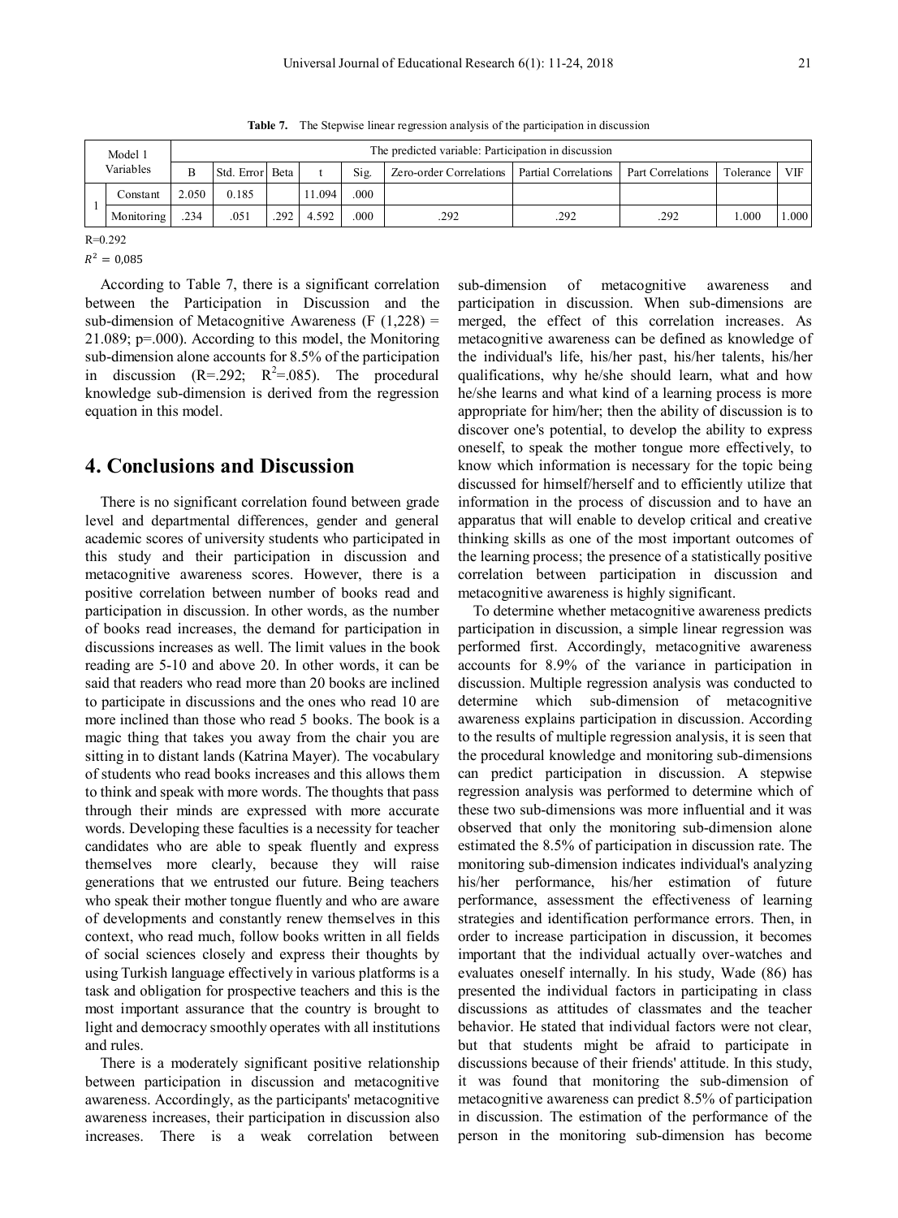**Table 7.** The Stepwise linear regression analysis of the participation in discussion

| Model 1 Variables | | The predicted variable: Participation in discussion | | | | | | | | | |
|---|---|---|---|---|---|---|---|---|---|---|---|
| | | B | Std. Error | Beta | t | Sig. | Zero-order Correlations | Partial Correlations | Part Correlations | Tolerance | VIF |
| 1 | Constant | 2.050 | 0.185 | | 11.094 | .000 | | | | | |
| | Monitoring | .234 | .051 | .292 | 4.592 | .000 | .292 | .292 | .292 | 1.000 | 1.000 |

R=0.292

$R^2 = 0{,}085$

According to Table 7, there is a significant correlation between the Participation in Discussion and the sub-dimension of Metacognitive Awareness ($F(1,228) = 21.089$; p=.000). According to this model, the Monitoring sub-dimension alone accounts for 8.5% of the participation in discussion (R=.292; $R^2$=.085). The procedural knowledge sub-dimension is derived from the regression equation in this model.

## 4. Conclusions and Discussion

There is no significant correlation found between grade level and departmental differences, gender and general academic scores of university students who participated in this study and their participation in discussion and metacognitive awareness scores. However, there is a positive correlation between number of books read and participation in discussion. In other words, as the number of books read increases, the demand for participation in discussions increases as well. The limit values in the book reading are 5-10 and above 20. In other words, it can be said that readers who read more than 20 books are inclined to participate in discussions and the ones who read 10 are more inclined than those who read 5 books. The book is a magic thing that takes you away from the chair you are sitting in to distant lands (Katrina Mayer). The vocabulary of students who read books increases and this allows them to think and speak with more words. The thoughts that pass through their minds are expressed with more accurate words. Developing these faculties is a necessity for teacher candidates who are able to speak fluently and express themselves more clearly, because they will raise generations that we entrusted our future. Being teachers who speak their mother tongue fluently and who are aware of developments and constantly renew themselves in this context, who read much, follow books written in all fields of social sciences closely and express their thoughts by using Turkish language effectively in various platforms is a task and obligation for prospective teachers and this is the most important assurance that the country is brought to light and democracy smoothly operates with all institutions and rules.

There is a moderately significant positive relationship between participation in discussion and metacognitive awareness. Accordingly, as the participants' metacognitive awareness increases, their participation in discussion also increases. There is a weak correlation between sub-dimension of metacognitive awareness and participation in discussion. When sub-dimensions are merged, the effect of this correlation increases. As metacognitive awareness can be defined as knowledge of the individual's life, his/her past, his/her talents, his/her qualifications, why he/she should learn, what and how he/she learns and what kind of a learning process is more appropriate for him/her; then the ability of discussion is to discover one's potential, to develop the ability to express oneself, to speak the mother tongue more effectively, to know which information is necessary for the topic being discussed for himself/herself and to efficiently utilize that information in the process of discussion and to have an apparatus that will enable to develop critical and creative thinking skills as one of the most important outcomes of the learning process; the presence of a statistically positive correlation between participation in discussion and metacognitive awareness is highly significant.

To determine whether metacognitive awareness predicts participation in discussion, a simple linear regression was performed first. Accordingly, metacognitive awareness accounts for 8.9% of the variance in participation in discussion. Multiple regression analysis was conducted to determine which sub-dimension of metacognitive awareness explains participation in discussion. According to the results of multiple regression analysis, it is seen that the procedural knowledge and monitoring sub-dimensions can predict participation in discussion. A stepwise regression analysis was performed to determine which of these two sub-dimensions was more influential and it was observed that only the monitoring sub-dimension alone estimated the 8.5% of participation in discussion rate. The monitoring sub-dimension indicates individual's analyzing his/her performance, his/her estimation of future performance, assessment the effectiveness of learning strategies and identification performance errors. Then, in order to increase participation in discussion, it becomes important that the individual actually over-watches and evaluates oneself internally. In his study, Wade (86) has presented the individual factors in participating in class discussions as attitudes of classmates and the teacher behavior. He stated that individual factors were not clear, but that students might be afraid to participate in discussions because of their friends' attitude. In this study, it was found that monitoring the sub-dimension of metacognitive awareness can predict 8.5% of participation in discussion. The estimation of the performance of the person in the monitoring sub-dimension has become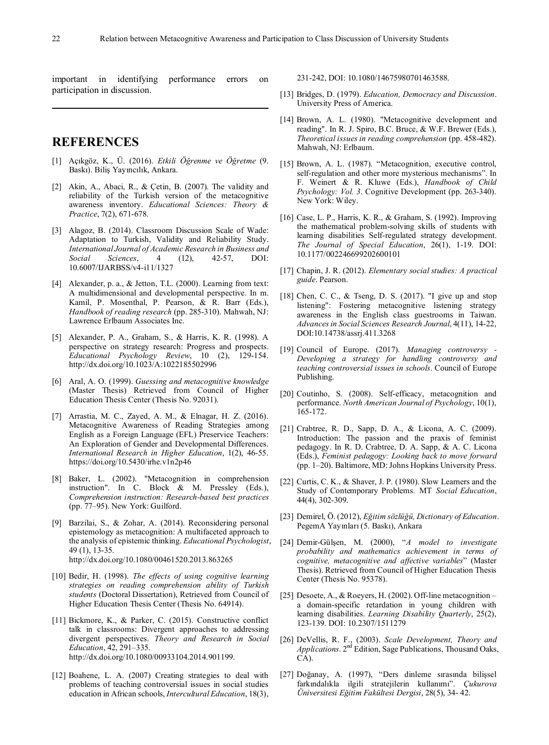important in identifying performance errors on participation in discussion.

---

## REFERENCES

[1] Açıkgöz, K., Ü. (2016). *Etkili Öğrenme ve Öğretme* (9. Baskı). Biliş Yayıncılık, Ankara.

[2] Akin, A., Abaci, R., & Çetin, B. (2007). The validity and reliability of the Turkish version of the metacognitive awareness inventory. *Educational Sciences: Theory & Practice*, 7(2), 671-678.

[3] Alagoz, B. (2014). Classroom Discussion Scale of Wade: Adaptation to Turkish, Validity and Reliability Study. *International Journal of Academic Research in Business and Social Sciences*, 4 (12), 42-57, DOI: 10.6007/IJARBSS/v4-i11/1327

[4] Alexander, p. a., & Jetton, T.L. (2000). Learning from text: A multidimensional and developmental perspective. In m. Kamil, P. Mosenthal, P. Pearson, & R. Barr (Eds.), *Handbook of reading research* (pp. 285-310). Mahwah, NJ: Lawrence Erlbaum Associates Inc.

[5] Alexander, P. A., Graham, S., & Harris, K. R. (1998). A perspective on strategy research: Progress and prospects. *Educational Psychology Review*, 10 (2), 129-154. http://dx.doi.org/10.1023/A:1022185502996

[6] Aral, A. O. (1999). *Guessing and metacognitive knowledge* (Master Thesis) Retrieved from Council of Higher Education Thesis Center (Thesis No. 92031).

[7] Arrastia, M. C., Zayed, A. M., & Elnagar, H. Z. (2016). Metacognitive Awareness of Reading Strategies among English as a Foreign Language (EFL) Preservice Teachers: An Exploration of Gender and Developmental Differences. *International Research in Higher Education*, 1(2), 46-55. https://doi.org/10.5430/irhe.v1n2p46

[8] Baker, L. (2002). "Metacognition in comprehension instruction". In C. Block & M. Pressley (Eds.), *Comprehension instruction: Research-based best practices* (pp. 77–95). New York: Guilford.

[9] Barzilai, S., & Zohar, A. (2014). Reconsidering personal epistemology as metacognition: A multifaceted approach to the analysis of epistemic thinking. *Educational Psychologist*, 49 (1), 13-35. http://dx.doi.org/10.1080/00461520.2013.863265

[10] Bedir, H. (1998). *The effects of using cognitive learning strategies on reading comprehension ability of Turkish students* (Doctoral Dissertation), Retrieved from Council of Higher Education Thesis Center (Thesis No. 64914).

[11] Bickmore, K., & Parker, C. (2015). Constructive conflict talk in classrooms: Divergent approaches to addressing divergent perspectives. *Theory and Research in Social Education*, 42, 291–335. http://dx.doi.org/10.1080/00933104.2014.901199.

[12] Boahene, L. A. (2007) Creating strategies to deal with problems of teaching controversial issues in social studies education in African schools, *Intercultural Education*, 18(3), 231-242, DOI: 10.1080/14675980701463588.

[13] Bridges, D. (1979). *Education, Democracy and Discussion*. University Press of America.

[14] Brown, A. L. (1980). "Metacognitive development and reading". In R. J. Spiro, B.C. Bruce, & W.F. Brewer (Eds.), *Theoretical issues in reading comprehension* (pp. 458-482). Mahwah, NJ: Erlbaum.

[15] Brown, A. L. (1987). "Metacognition, executive control, self-regulation and other more mysterious mechanisms". In F. Weinert & R. Kluwe (Eds.), *Handbook of Child Psychology: Vol. 3*. Cognitive Development (pp. 263-340). New York: Wiley.

[16] Case, L. P., Harris, K. R., & Graham, S. (1992). Improving the mathematical problem-solving skills of students with learning disabilities Self-regulated strategy development. *The Journal of Special Education*, 26(1), 1-19. DOI: 10.1177/002246699202600101

[17] Chapin, J. R. (2012). *Elementary social studies: A practical guide*. Pearson.

[18] Chen, C. C., & Tseng, D. S. (2017). "I give up and stop listening": Fostering metacognitive listening strategy awareness in the English class guestrooms in Taiwan. *Advances in Social Sciences Research Journal*, 4(11), 14-22, DOI:10.14738/assrj.411.3268

[19] Council of Europe. (2017). *Managing controversy - Developing a strategy for handling controversy and teaching controversial issues in schools*. Council of Europe Publishing.

[20] Coutinho, S. (2008). Self-efficacy, metacognition and performance. *North American Journal of Psychology*, 10(1), 165-172.

[21] Crabtree, R. D., Sapp, D. A., & Licona, A. C. (2009). Introduction: The passion and the praxis of feminist pedagogy. In R. D. Crabtree, D. A. Sapp, & A. C. Licona (Eds.), *Feminist pedagogy: Looking back to move forward* (pp. 1–20). Baltimore, MD: Johns Hopkins University Press.

[22] Curtis, C. K., & Shaver, J. P. (1980). Slow Learners and the Study of Contemporary Problems. MT *Social Education*, 44(4), 302-309.

[23] Demirel, Ö. (2012), *Eğitim sözlüğü, Dictionary of Education*. PegemA Yayınları (5. Baskı), Ankara

[24] Demir-Gülşen, M. (2000), "*A model to investigate probability and mathematics achievement in terms of cognitive, metacognitive and affective variables*" (Master Thesis). Retrieved from Council of Higher Education Thesis Center (Thesis No. 95378).

[25] Desoete, A., & Roeyers, H. (2002). Off-line metacognition – a domain-specific retardation in young children with learning disabilities. *Learning Disability Quarterly*, 25(2), 123-139. DOI: 10.2307/1511279

[26] DeVellis, R. F., (2003). *Scale Development, Theory and Applications*. 2nd Edition, Sage Publications, Thousand Oaks, CA).

[27] Doğanay, A. (1997), "Ders dinleme sırasında bilişsel farkındalıkla ilgili stratejilerin kullanımı". *Çukurova Üniversitesi Eğitim Fakültesi Dergisi*, 28(5), 34- 42.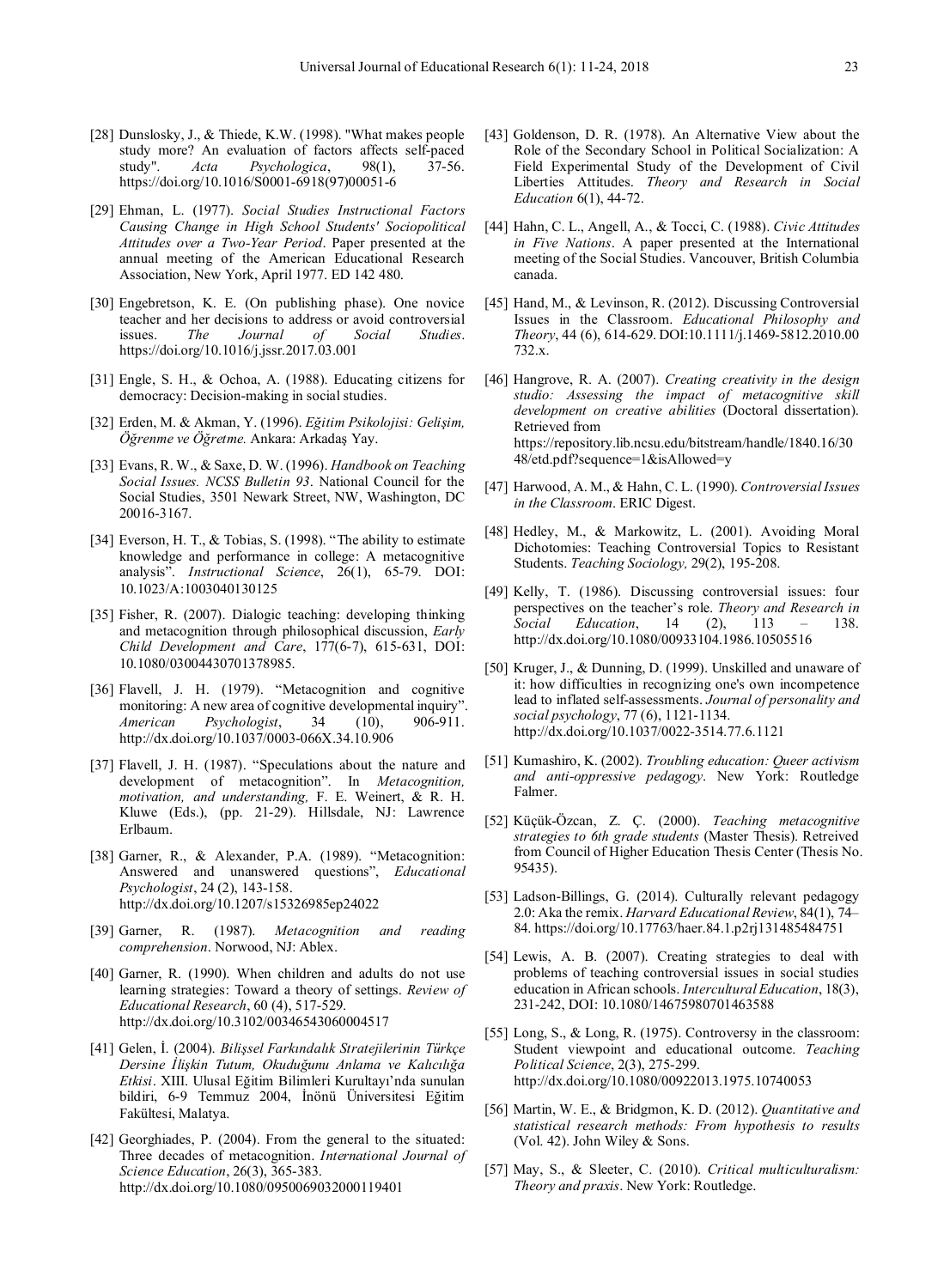[28] Dunslosky, J., & Thiede, K.W. (1998). "What makes people study more? An evaluation of factors affects self-paced study". *Acta Psychologica*, 98(1), 37-56. https://doi.org/10.1016/S0001-6918(97)00051-6

[29] Ehman, L. (1977). *Social Studies Instructional Factors Causing Change in High School Students' Sociopolitical Attitudes over a Two-Year Period*. Paper presented at the annual meeting of the American Educational Research Association, New York, April 1977. ED 142 480.

[30] Engebretson, K. E. (On publishing phase). One novice teacher and her decisions to address or avoid controversial issues. *The Journal of Social Studies*. https://doi.org/10.1016/j.jssr.2017.03.001

[31] Engle, S. H., & Ochoa, A. (1988). Educating citizens for democracy: Decision-making in social studies.

[32] Erden, M. & Akman, Y. (1996). *Eğitim Psikolojisi: Gelişim, Öğrenme ve Öğretme.* Ankara: Arkadaş Yay.

[33] Evans, R. W., & Saxe, D. W. (1996). *Handbook on Teaching Social Issues. NCSS Bulletin 93*. National Council for the Social Studies, 3501 Newark Street, NW, Washington, DC 20016-3167.

[34] Everson, H. T., & Tobias, S. (1998). "The ability to estimate knowledge and performance in college: A metacognitive analysis". *Instructional Science*, 26(1), 65-79. DOI: 10.1023/A:1003040130125

[35] Fisher, R. (2007). Dialogic teaching: developing thinking and metacognition through philosophical discussion, *Early Child Development and Care*, 177(6-7), 615-631, DOI: 10.1080/03004430701378985.

[36] Flavell, J. H. (1979). "Metacognition and cognitive monitoring: A new area of cognitive developmental inquiry". *American Psychologist*, 34 (10), 906-911. http://dx.doi.org/10.1037/0003-066X.34.10.906

[37] Flavell, J. H. (1987). "Speculations about the nature and development of metacognition". In *Metacognition, motivation, and understanding,* F. E. Weinert, & R. H. Kluwe (Eds.), (pp. 21-29). Hillsdale, NJ: Lawrence Erlbaum.

[38] Garner, R., & Alexander, P.A. (1989). "Metacognition: Answered and unanswered questions", *Educational Psychologist*, 24 (2), 143-158. http://dx.doi.org/10.1207/s15326985ep24022

[39] Garner, R. (1987). *Metacognition and reading comprehension*. Norwood, NJ: Ablex.

[40] Garner, R. (1990). When children and adults do not use learning strategies: Toward a theory of settings. *Review of Educational Research*, 60 (4), 517-529. http://dx.doi.org/10.3102/00346543060004517

[41] Gelen, İ. (2004). *Bilişsel Farkındalık Stratejilerinin Türkçe Dersine İlişkin Tutum, Okuduğunu Anlama ve Kalıcılığa Etkisi*. XIII. Ulusal Eğitim Bilimleri Kurultayı'nda sunulan bildiri, 6-9 Temmuz 2004, İnönü Üniversitesi Eğitim Fakültesi, Malatya.

[42] Georghiades, P. (2004). From the general to the situated: Three decades of metacognition. *International Journal of Science Education*, 26(3), 365-383. http://dx.doi.org/10.1080/0950069032000119401

[43] Goldenson, D. R. (1978). An Alternative View about the Role of the Secondary School in Political Socialization: A Field Experimental Study of the Development of Civil Liberties Attitudes. *Theory and Research in Social Education* 6(1), 44-72.

[44] Hahn, C. L., Angell, A., & Tocci, C. (1988). *Civic Attitudes in Five Nations*. A paper presented at the International meeting of the Social Studies. Vancouver, British Columbia canada.

[45] Hand, M., & Levinson, R. (2012). Discussing Controversial Issues in the Classroom. *Educational Philosophy and Theory*, 44 (6), 614-629. DOI:10.1111/j.1469-5812.2010.00732.x.

[46] Hangrove, R. A. (2007). *Creating creativity in the design studio: Assessing the impact of metacognitive skill development on creative abilities* (Doctoral dissertation). Retrieved from https://repository.lib.ncsu.edu/bitstream/handle/1840.16/3048/etd.pdf?sequence=1&isAllowed=y

[47] Harwood, A. M., & Hahn, C. L. (1990). *Controversial Issues in the Classroom*. ERIC Digest.

[48] Hedley, M., & Markowitz, L. (2001). Avoiding Moral Dichotomies: Teaching Controversial Topics to Resistant Students. *Teaching Sociology,* 29(2), 195-208.

[49] Kelly, T. (1986). Discussing controversial issues: four perspectives on the teacher's role. *Theory and Research in Social Education*, 14 (2), 113 – 138. http://dx.doi.org/10.1080/00933104.1986.10505516

[50] Kruger, J., & Dunning, D. (1999). Unskilled and unaware of it: how difficulties in recognizing one's own incompetence lead to inflated self-assessments. *Journal of personality and social psychology*, 77 (6), 1121-1134. http://dx.doi.org/10.1037/0022-3514.77.6.1121

[51] Kumashiro, K. (2002). *Troubling education: Queer activism and anti-oppressive pedagogy*. New York: Routledge Falmer.

[52] Küçük-Özcan, Z. Ç. (2000). *Teaching metacognitive strategies to 6th grade students* (Master Thesis). Retreived from Council of Higher Education Thesis Center (Thesis No. 95435).

[53] Ladson-Billings, G. (2014). Culturally relevant pedagogy 2.0: Aka the remix. *Harvard Educational Review*, 84(1), 74–84. https://doi.org/10.17763/haer.84.1.p2rj131485484751

[54] Lewis, A. B. (2007). Creating strategies to deal with problems of teaching controversial issues in social studies education in African schools. *Intercultural Education*, 18(3), 231-242, DOI: 10.1080/14675980701463588

[55] Long, S., & Long, R. (1975). Controversy in the classroom: Student viewpoint and educational outcome. *Teaching Political Science*, 2(3), 275-299. http://dx.doi.org/10.1080/00922013.1975.10740053

[56] Martin, W. E., & Bridgmon, K. D. (2012). *Quantitative and statistical research methods: From hypothesis to results* (Vol. 42). John Wiley & Sons.

[57] May, S., & Sleeter, C. (2010). *Critical multiculturalism: Theory and praxis*. New York: Routledge.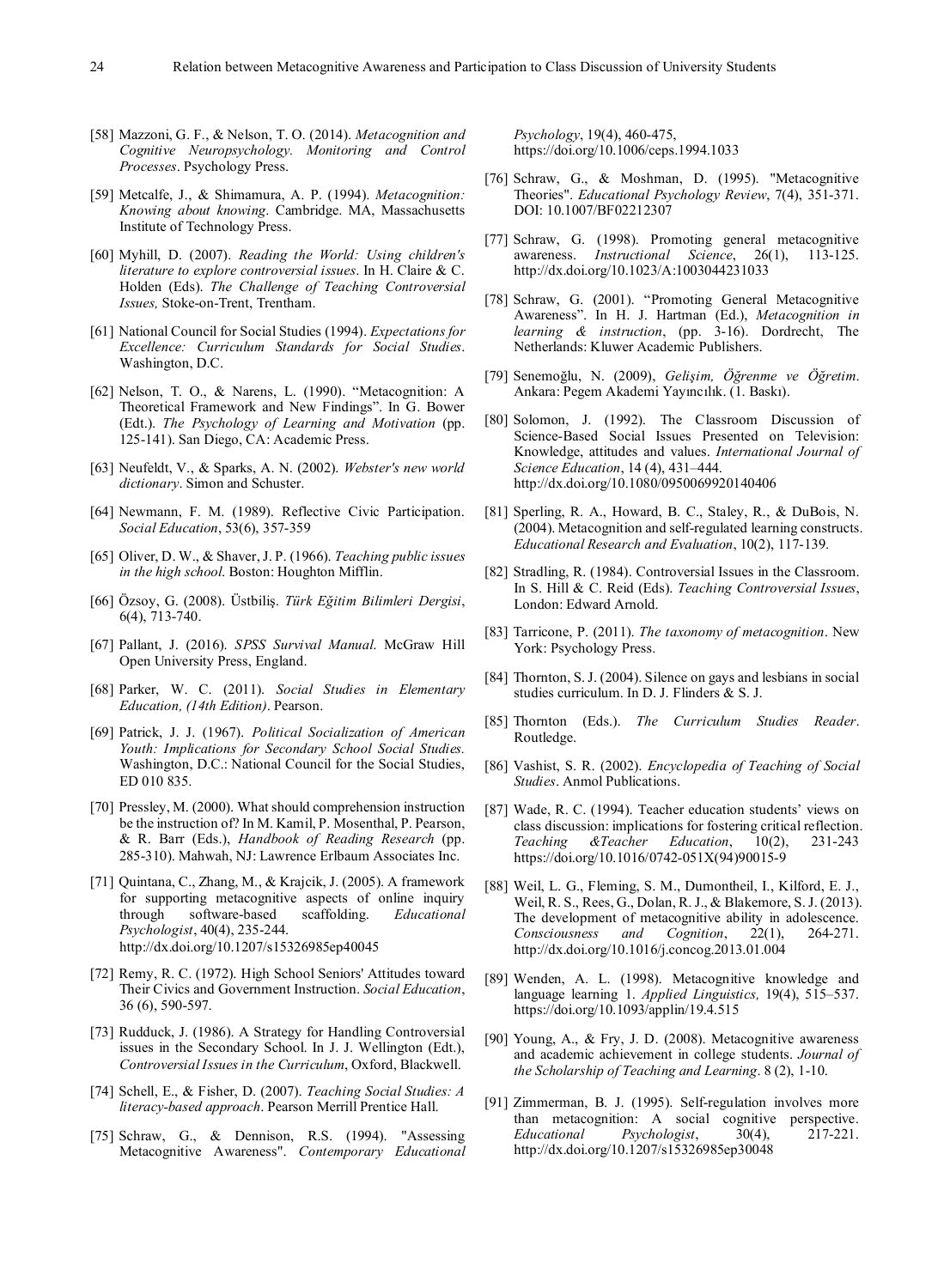[58] Mazzoni, G. F., & Nelson, T. O. (2014). *Metacognition and Cognitive Neuropsychology. Monitoring and Control Processes*. Psychology Press.

[59] Metcalfe, J., & Shimamura, A. P. (1994). *Metacognition: Knowing about knowing*. Cambridge. MA, Massachusetts Institute of Technology Press.

[60] Myhill, D. (2007). *Reading the World: Using children's literature to explore controversial issues*. In H. Claire & C. Holden (Eds). *The Challenge of Teaching Controversial Issues,* Stoke-on-Trent, Trentham.

[61] National Council for Social Studies (1994). *Expectations for Excellence: Curriculum Standards for Social Studies*. Washington, D.C.

[62] Nelson, T. O., & Narens, L. (1990). "Metacognition: A Theoretical Framework and New Findings". In G. Bower (Edt.). *The Psychology of Learning and Motivation* (pp. 125-141). San Diego, CA: Academic Press.

[63] Neufeldt, V., & Sparks, A. N. (2002). *Webster's new world dictionary*. Simon and Schuster.

[64] Newmann, F. M. (1989). Reflective Civic Participation. *Social Education*, 53(6), 357-359

[65] Oliver, D. W., & Shaver, J. P. (1966). *Teaching public issues in the high school*. Boston: Houghton Mifflin.

[66] Özsoy, G. (2008). Üstbiliş. *Türk Eğitim Bilimleri Dergisi*, 6(4), 713-740.

[67] Pallant, J. (2016). *SPSS Survival Manual*. McGraw Hill Open University Press, England.

[68] Parker, W. C. (2011). *Social Studies in Elementary Education, (14th Edition)*. Pearson.

[69] Patrick, J. J. (1967). *Political Socialization of American Youth: Implications for Secondary School Social Studies.* Washington, D.C.: National Council for the Social Studies, ED 010 835.

[70] Pressley, M. (2000). What should comprehension instruction be the instruction of? In M. Kamil, P. Mosenthal, P. Pearson, & R. Barr (Eds.), *Handbook of Reading Research* (pp. 285-310). Mahwah, NJ: Lawrence Erlbaum Associates Inc.

[71] Quintana, C., Zhang, M., & Krajcik, J. (2005). A framework for supporting metacognitive aspects of online inquiry through software-based scaffolding. *Educational Psychologist*, 40(4), 235-244. http://dx.doi.org/10.1207/s15326985ep40045

[72] Remy, R. C. (1972). High School Seniors' Attitudes toward Their Civics and Government Instruction. *Social Education*, 36 (6), 590-597.

[73] Rudduck, J. (1986). A Strategy for Handling Controversial issues in the Secondary School. In J. J. Wellington (Edt.), *Controversial Issues in the Curriculum*, Oxford, Blackwell.

[74] Schell, E., & Fisher, D. (2007). *Teaching Social Studies: A literacy-based approach*. Pearson Merrill Prentice Hall.

[75] Schraw, G., & Dennison, R.S. (1994). "Assessing Metacognitive Awareness". *Contemporary Educational Psychology*, 19(4), 460-475, https://doi.org/10.1006/ceps.1994.1033

[76] Schraw, G., & Moshman, D. (1995). "Metacognitive Theories". *Educational Psychology Review*, 7(4), 351-371. DOI: 10.1007/BF02212307

[77] Schraw, G. (1998). Promoting general metacognitive awareness. *Instructional Science*, 26(1), 113-125. http://dx.doi.org/10.1023/A:1003044231033

[78] Schraw, G. (2001). "Promoting General Metacognitive Awareness". In H. J. Hartman (Ed.), *Metacognition in learning & instruction*, (pp. 3-16). Dordrecht, The Netherlands: Kluwer Academic Publishers.

[79] Senemoğlu, N. (2009), *Gelişim, Öğrenme ve Öğretim*. Ankara: Pegem Akademi Yayıncılık. (1. Baskı).

[80] Solomon, J. (1992). The Classroom Discussion of Science-Based Social Issues Presented on Television: Knowledge, attitudes and values. *International Journal of Science Education*, 14 (4), 431–444. http://dx.doi.org/10.1080/0950069920140406

[81] Sperling, R. A., Howard, B. C., Staley, R., & DuBois, N. (2004). Metacognition and self-regulated learning constructs. *Educational Research and Evaluation*, 10(2), 117-139.

[82] Stradling, R. (1984). Controversial Issues in the Classroom. In S. Hill & C. Reid (Eds). *Teaching Controversial Issues*, London: Edward Arnold.

[83] Tarricone, P. (2011). *The taxonomy of metacognition*. New York: Psychology Press.

[84] Thornton, S. J. (2004). Silence on gays and lesbians in social studies curriculum. In D. J. Flinders & S. J.

[85] Thornton (Eds.). *The Curriculum Studies Reader*. Routledge.

[86] Vashist, S. R. (2002). *Encyclopedia of Teaching of Social Studies*. Anmol Publications.

[87] Wade, R. C. (1994). Teacher education students' views on class discussion: implications for fostering critical reflection. *Teaching &Teacher Education*, 10(2), 231-243 https://doi.org/10.1016/0742-051X(94)90015-9

[88] Weil, L. G., Fleming, S. M., Dumontheil, I., Kilford, E. J., Weil, R. S., Rees, G., Dolan, R. J., & Blakemore, S. J. (2013). The development of metacognitive ability in adolescence. *Consciousness and Cognition*, 22(1), 264-271. http://dx.doi.org/10.1016/j.concog.2013.01.004

[89] Wenden, A. L. (1998). Metacognitive knowledge and language learning 1. *Applied Linguistics,* 19(4), 515–537. https://doi.org/10.1093/applin/19.4.515

[90] Young, A., & Fry, J. D. (2008). Metacognitive awareness and academic achievement in college students. *Journal of the Scholarship of Teaching and Learning*. 8 (2), 1-10.

[91] Zimmerman, B. J. (1995). Self-regulation involves more than metacognition: A social cognitive perspective. *Educational Psychologist*, 30(4), 217-221. http://dx.doi.org/10.1207/s15326985ep30048